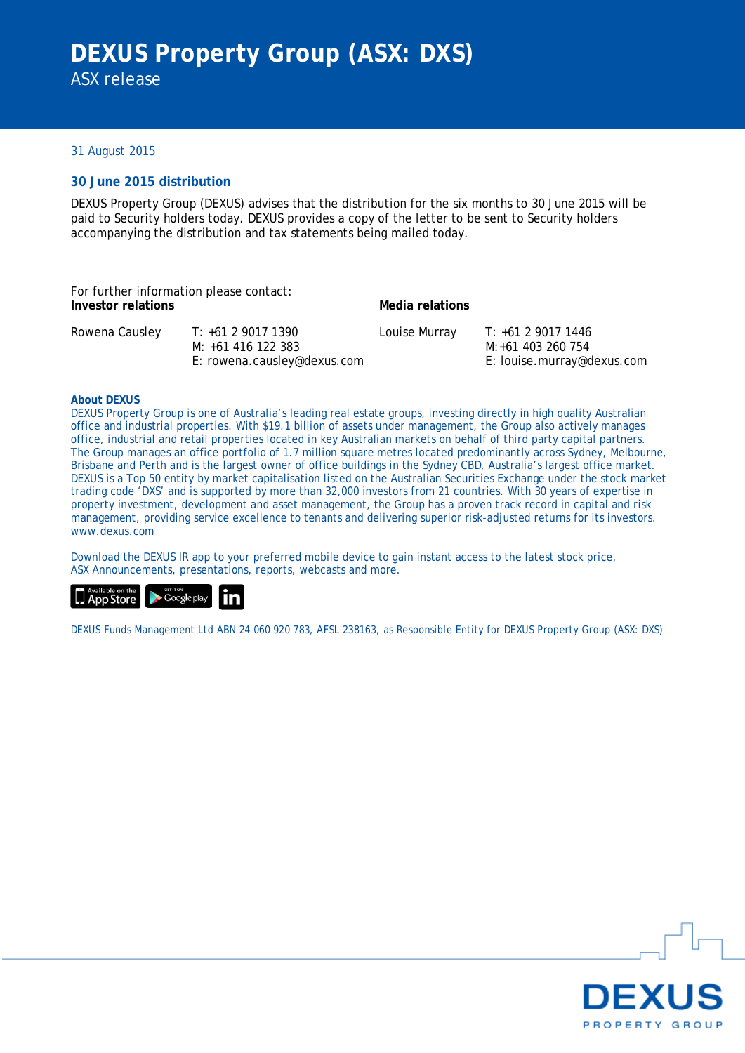# DEXUS Property Group (ASX: DXS)

ASX release

31 August 2015

## 30 June 2015 distribution

DEXUS Property Group (DEXUS) advises that the distribution for the six months to 30 June 2015 will be paid to Security holders today. DEXUS provides a copy of the letter to be sent to Security holders accompanying the distribution and tax statements being mailed today.

For further information please contact:

**Investor relations**

Rowena Causley
T: +61 2 9017 1390
M: +61 416 122 383
E: rowena.causley@dexus.com

**Media relations**

Louise Murray
T: +61 2 9017 1446
M: +61 403 260 754
E: louise.murray@dexus.com

**About DEXUS**

DEXUS Property Group is one of Australia's leading real estate groups, investing directly in high quality Australian office and industrial properties. With $19.1 billion of assets under management, the Group also actively manages office, industrial and retail properties located in key Australian markets on behalf of third party capital partners. The Group manages an office portfolio of 1.7 million square metres located predominantly across Sydney, Melbourne, Brisbane and Perth and is the largest owner of office buildings in the Sydney CBD, Australia's largest office market. DEXUS is a Top 50 entity by market capitalisation listed on the Australian Securities Exchange under the stock market trading code 'DXS' and is supported by more than 32,000 investors from 21 countries. With 30 years of expertise in property investment, development and asset management, the Group has a proven track record in capital and risk management, providing service excellence to tenants and delivering superior risk-adjusted returns for its investors. www.dexus.com

Download the DEXUS IR app to your preferred mobile device to gain instant access to the latest stock price, ASX Announcements, presentations, reports, webcasts and more.

DEXUS Funds Management Ltd ABN 24 060 920 783, AFSL 238163, as Responsible Entity for DEXUS Property Group (ASX: DXS)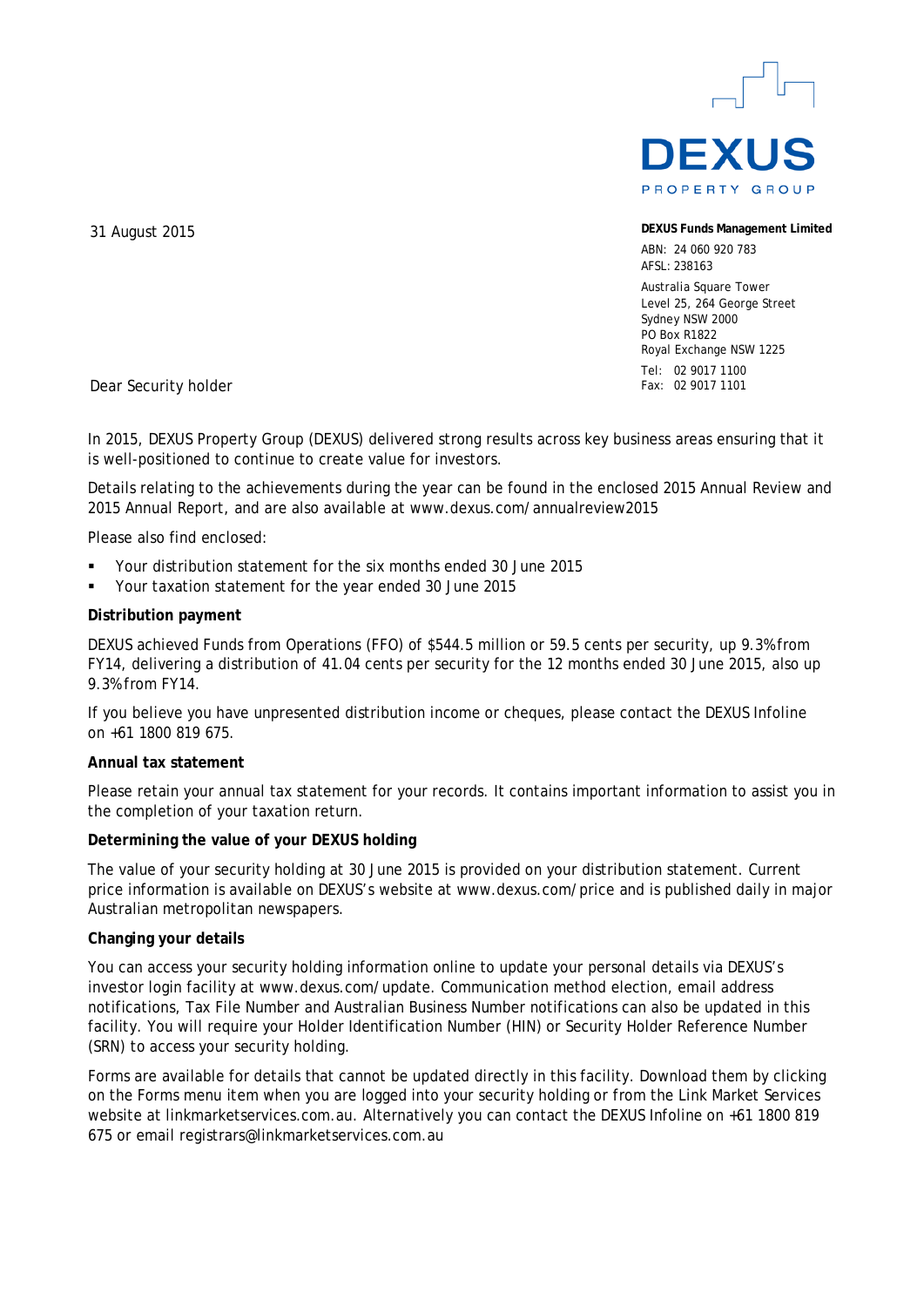DEXUS

PROPERTY GROUP

31 August 2015

**DEXUS Funds Management Limited**

ABN: 24 060 920 783
AFSL: 238163

Australia Square Tower
Level 25, 264 George Street
Sydney NSW 2000
PO Box R1822
Royal Exchange NSW 1225

Tel: 02 9017 1100
Fax: 02 9017 1101

Dear Security holder

In 2015, DEXUS Property Group (DEXUS) delivered strong results across key business areas ensuring that it is well-positioned to continue to create value for investors.

Details relating to the achievements during the year can be found in the enclosed 2015 Annual Review and 2015 Annual Report, and are also available at www.dexus.com/annualreview2015

Please also find enclosed:

- Your distribution statement for the six months ended 30 June 2015
- Your taxation statement for the year ended 30 June 2015

**Distribution payment**

DEXUS achieved Funds from Operations (FFO) of $544.5 million or 59.5 cents per security, up 9.3% from FY14, delivering a distribution of 41.04 cents per security for the 12 months ended 30 June 2015, also up 9.3% from FY14.

If you believe you have unpresented distribution income or cheques, please contact the DEXUS Infoline on +61 1800 819 675.

**Annual tax statement**

Please retain your annual tax statement for your records. It contains important information to assist you in the completion of your taxation return.

**Determining the value of your DEXUS holding**

The value of your security holding at 30 June 2015 is provided on your distribution statement. Current price information is available on DEXUS's website at www.dexus.com/price and is published daily in major Australian metropolitan newspapers.

**Changing your details**

You can access your security holding information online to update your personal details via DEXUS's investor login facility at www.dexus.com/update. Communication method election, email address notifications, Tax File Number and Australian Business Number notifications can also be updated in this facility. You will require your Holder Identification Number (HIN) or Security Holder Reference Number (SRN) to access your security holding.

Forms are available for details that cannot be updated directly in this facility. Download them by clicking on the Forms menu item when you are logged into your security holding or from the Link Market Services website at linkmarketservices.com.au. Alternatively you can contact the DEXUS Infoline on +61 1800 819 675 or email registrars@linkmarketservices.com.au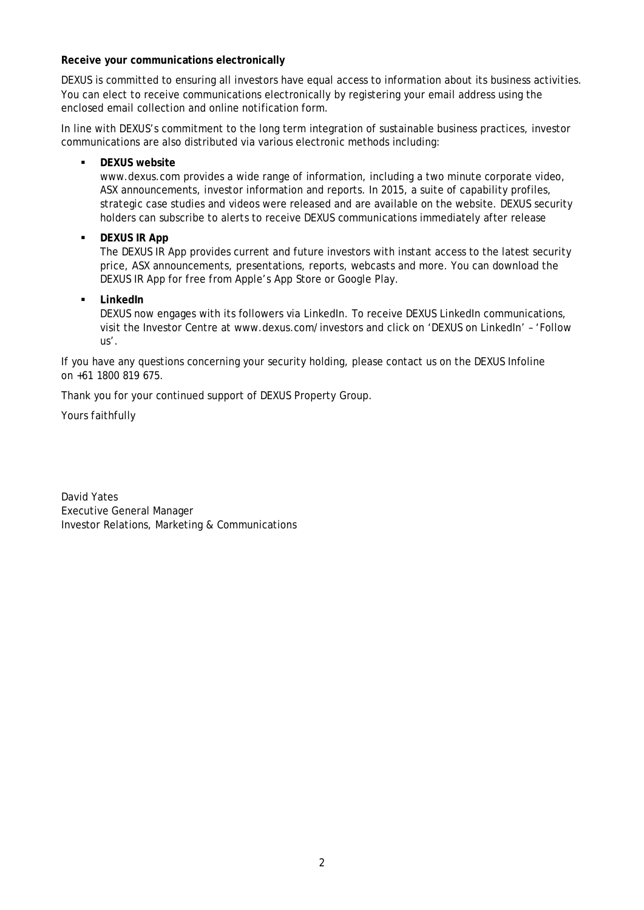**Receive your communications electronically**

DEXUS is committed to ensuring all investors have equal access to information about its business activities. You can elect to receive communications electronically by registering your email address using the enclosed email collection and online notification form.

In line with DEXUS's commitment to the long term integration of sustainable business practices, investor communications are also distributed via various electronic methods including:

- **DEXUS website**
  www.dexus.com provides a wide range of information, including a two minute corporate video, ASX announcements, investor information and reports. In 2015, a suite of capability profiles, strategic case studies and videos were released and are available on the website. DEXUS security holders can subscribe to alerts to receive DEXUS communications immediately after release
- **DEXUS IR App**
  The DEXUS IR App provides current and future investors with instant access to the latest security price, ASX announcements, presentations, reports, webcasts and more. You can download the DEXUS IR App for free from Apple's App Store or Google Play.
- **LinkedIn**
  DEXUS now engages with its followers via LinkedIn. To receive DEXUS LinkedIn communications, visit the Investor Centre at www.dexus.com/investors and click on 'DEXUS on LinkedIn' – 'Follow us'.

If you have any questions concerning your security holding, please contact us on the DEXUS Infoline on +61 1800 819 675.

Thank you for your continued support of DEXUS Property Group.

Yours faithfully

David Yates
Executive General Manager
Investor Relations, Marketing & Communications